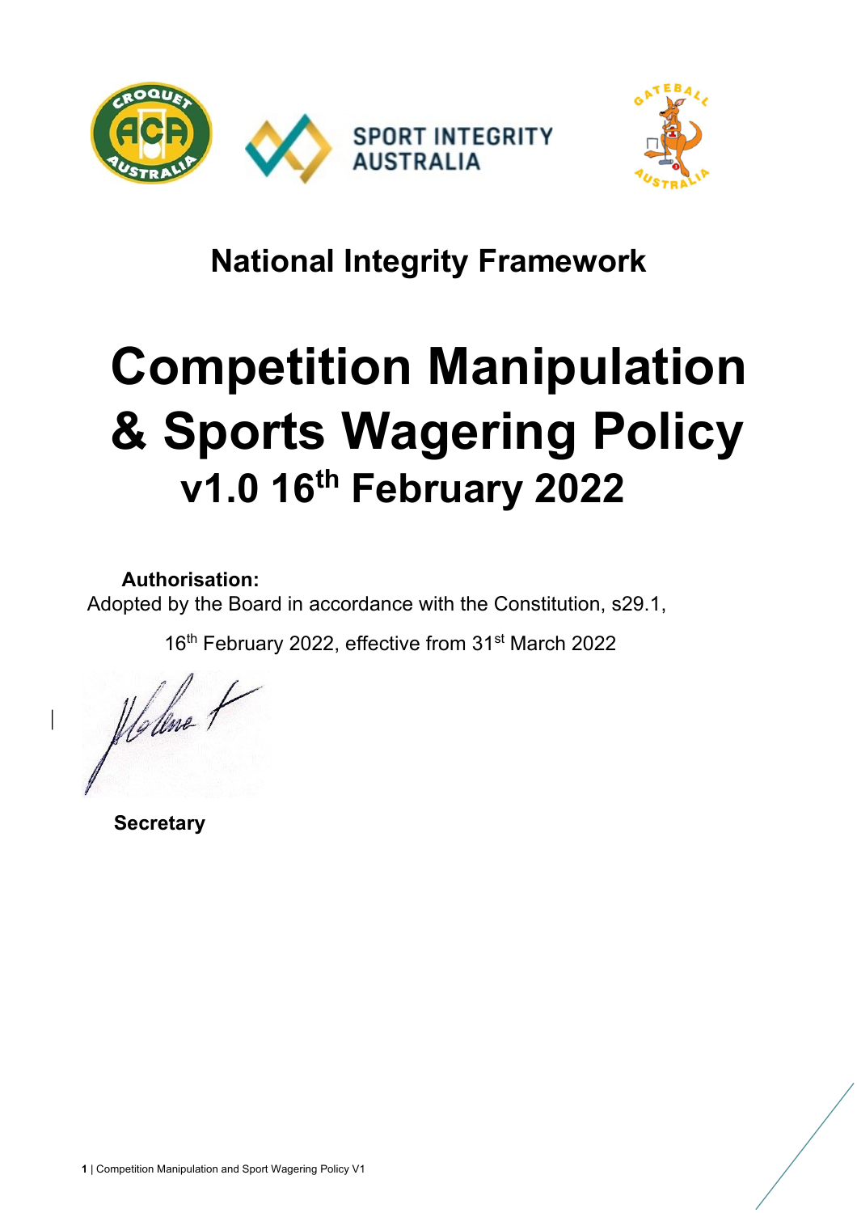## National Integrity Framework

# Competition Manipulation & Sports Wagering Policy

## v1.0 16th February 2022

**Authorisation:**

Adopted by the Board in accordance with the Constitution, s29.1,

16th February 2022, effective from 31st March 2022

**Secretary**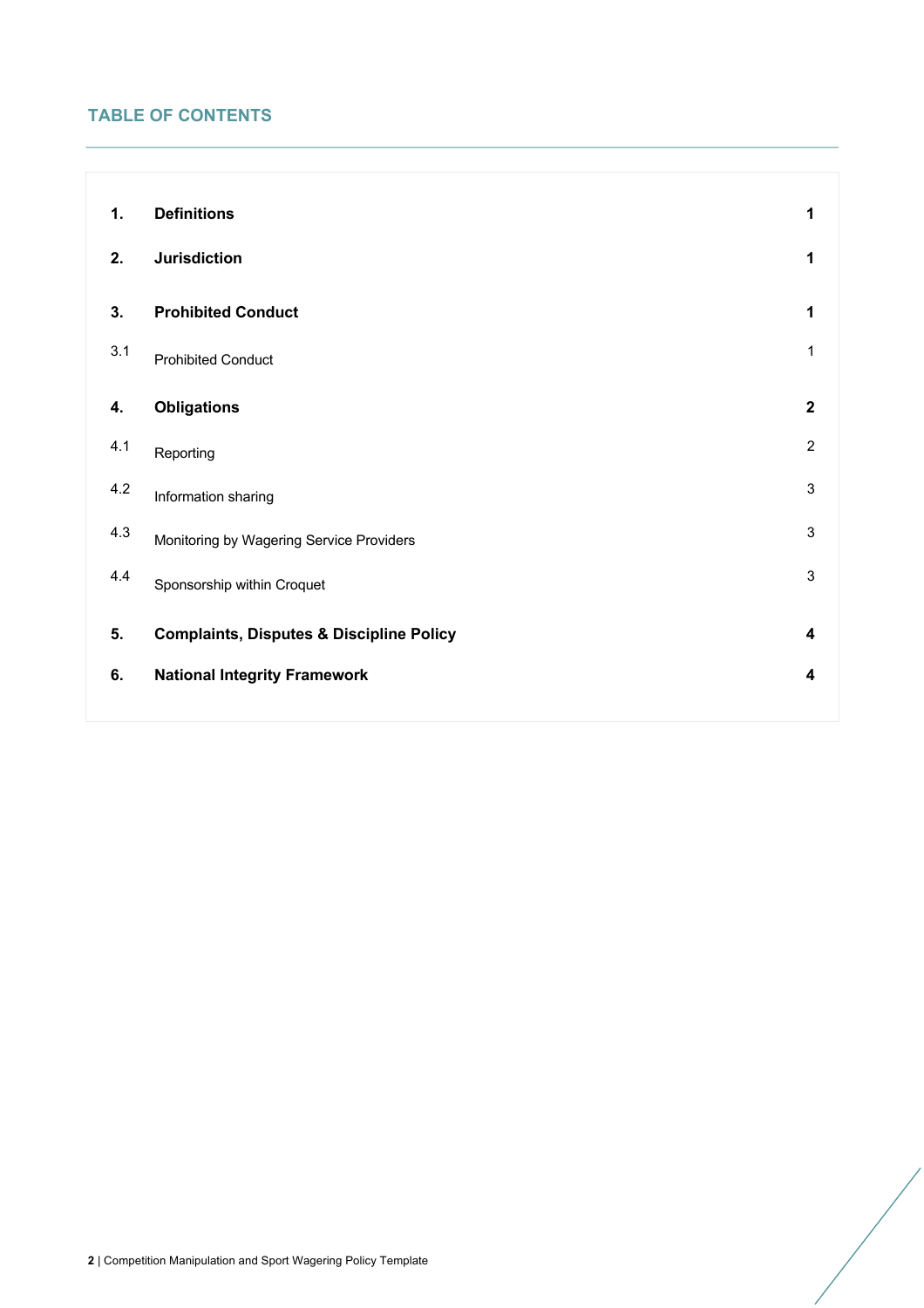## TABLE OF CONTENTS

| | | |
|---|---|---|
| **1.** | **Definitions** | **1** |
| **2.** | **Jurisdiction** | **1** |
| **3.** | **Prohibited Conduct** | **1** |
| 3.1 | Prohibited Conduct | 1 |
| **4.** | **Obligations** | **2** |
| 4.1 | Reporting | 2 |
| 4.2 | Information sharing | 3 |
| 4.3 | Monitoring by Wagering Service Providers | 3 |
| 4.4 | Sponsorship within Croquet | 3 |
| **5.** | **Complaints, Disputes & Discipline Policy** | **4** |
| **6.** | **National Integrity Framework** | **4** |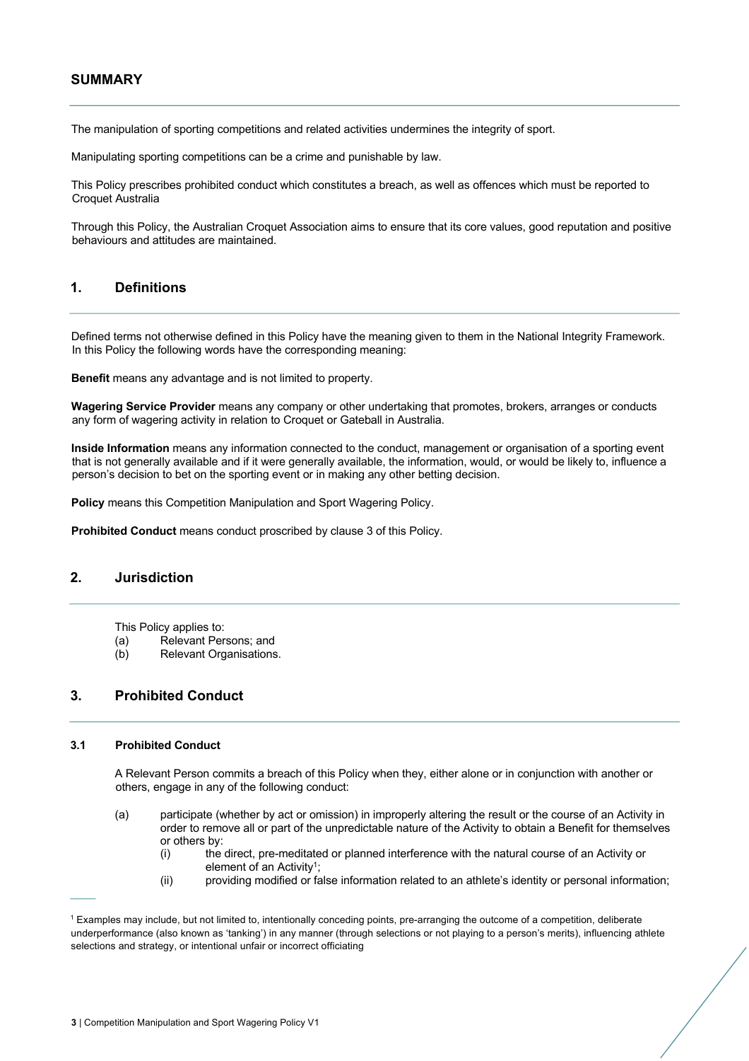## SUMMARY

The manipulation of sporting competitions and related activities undermines the integrity of sport.

Manipulating sporting competitions can be a crime and punishable by law.

This Policy prescribes prohibited conduct which constitutes a breach, as well as offences which must be reported to Croquet Australia

Through this Policy, the Australian Croquet Association aims to ensure that its core values, good reputation and positive behaviours and attitudes are maintained.

## 1. Definitions

Defined terms not otherwise defined in this Policy have the meaning given to them in the National Integrity Framework. In this Policy the following words have the corresponding meaning:

**Benefit** means any advantage and is not limited to property.

**Wagering Service Provider** means any company or other undertaking that promotes, brokers, arranges or conducts any form of wagering activity in relation to Croquet or Gateball in Australia.

**Inside Information** means any information connected to the conduct, management or organisation of a sporting event that is not generally available and if it were generally available, the information, would, or would be likely to, influence a person's decision to bet on the sporting event or in making any other betting decision.

**Policy** means this Competition Manipulation and Sport Wagering Policy.

**Prohibited Conduct** means conduct proscribed by clause 3 of this Policy.

## 2. Jurisdiction

This Policy applies to:

(a) Relevant Persons; and

(b) Relevant Organisations.

## 3. Prohibited Conduct

### 3.1 Prohibited Conduct

A Relevant Person commits a breach of this Policy when they, either alone or in conjunction with another or others, engage in any of the following conduct:

(a) participate (whether by act or omission) in improperly altering the result or the course of an Activity in order to remove all or part of the unpredictable nature of the Activity to obtain a Benefit for themselves or others by:

  (i) the direct, pre-meditated or planned interference with the natural course of an Activity or element of an Activity[1];

  (ii) providing modified or false information related to an athlete's identity or personal information;

[1] Examples may include, but not limited to, intentionally conceding points, pre-arranging the outcome of a competition, deliberate underperformance (also known as 'tanking') in any manner (through selections or not playing to a person's merits), influencing athlete selections and strategy, or intentional unfair or incorrect officiating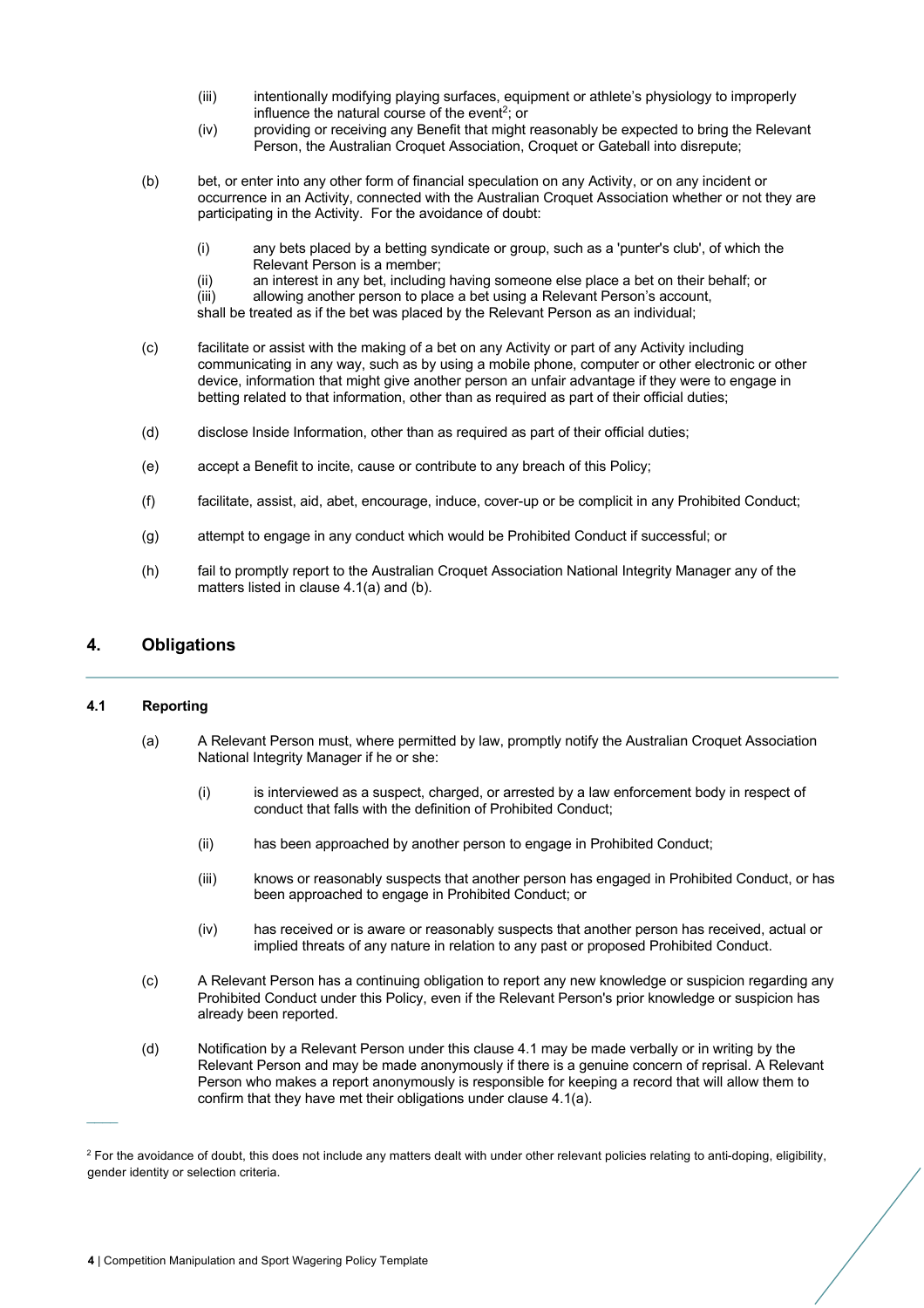(iii) intentionally modifying playing surfaces, equipment or athlete's physiology to improperly influence the natural course of the event[2]; or

(iv) providing or receiving any Benefit that might reasonably be expected to bring the Relevant Person, the Australian Croquet Association, Croquet or Gateball into disrepute;

(b) bet, or enter into any other form of financial speculation on any Activity, or on any incident or occurrence in an Activity, connected with the Australian Croquet Association whether or not they are participating in the Activity. For the avoidance of doubt:

(i) any bets placed by a betting syndicate or group, such as a 'punter's club', of which the Relevant Person is a member;

(ii) an interest in any bet, including having someone else place a bet on their behalf; or

(iii) allowing another person to place a bet using a Relevant Person's account,

shall be treated as if the bet was placed by the Relevant Person as an individual;

(c) facilitate or assist with the making of a bet on any Activity or part of any Activity including communicating in any way, such as by using a mobile phone, computer or other electronic or other device, information that might give another person an unfair advantage if they were to engage in betting related to that information, other than as required as part of their official duties;

(d) disclose Inside Information, other than as required as part of their official duties;

(e) accept a Benefit to incite, cause or contribute to any breach of this Policy;

(f) facilitate, assist, aid, abet, encourage, induce, cover-up or be complicit in any Prohibited Conduct;

(g) attempt to engage in any conduct which would be Prohibited Conduct if successful; or

(h) fail to promptly report to the Australian Croquet Association National Integrity Manager any of the matters listed in clause 4.1(a) and (b).

## 4. Obligations

### 4.1 Reporting

(a) A Relevant Person must, where permitted by law, promptly notify the Australian Croquet Association National Integrity Manager if he or she:

(i) is interviewed as a suspect, charged, or arrested by a law enforcement body in respect of conduct that falls with the definition of Prohibited Conduct;

(ii) has been approached by another person to engage in Prohibited Conduct;

(iii) knows or reasonably suspects that another person has engaged in Prohibited Conduct, or has been approached to engage in Prohibited Conduct; or

(iv) has received or is aware or reasonably suspects that another person has received, actual or implied threats of any nature in relation to any past or proposed Prohibited Conduct.

(c) A Relevant Person has a continuing obligation to report any new knowledge or suspicion regarding any Prohibited Conduct under this Policy, even if the Relevant Person's prior knowledge or suspicion has already been reported.

(d) Notification by a Relevant Person under this clause 4.1 may be made verbally or in writing by the Relevant Person and may be made anonymously if there is a genuine concern of reprisal. A Relevant Person who makes a report anonymously is responsible for keeping a record that will allow them to confirm that they have met their obligations under clause 4.1(a).

---

[2] For the avoidance of doubt, this does not include any matters dealt with under other relevant policies relating to anti-doping, eligibility, gender identity or selection criteria.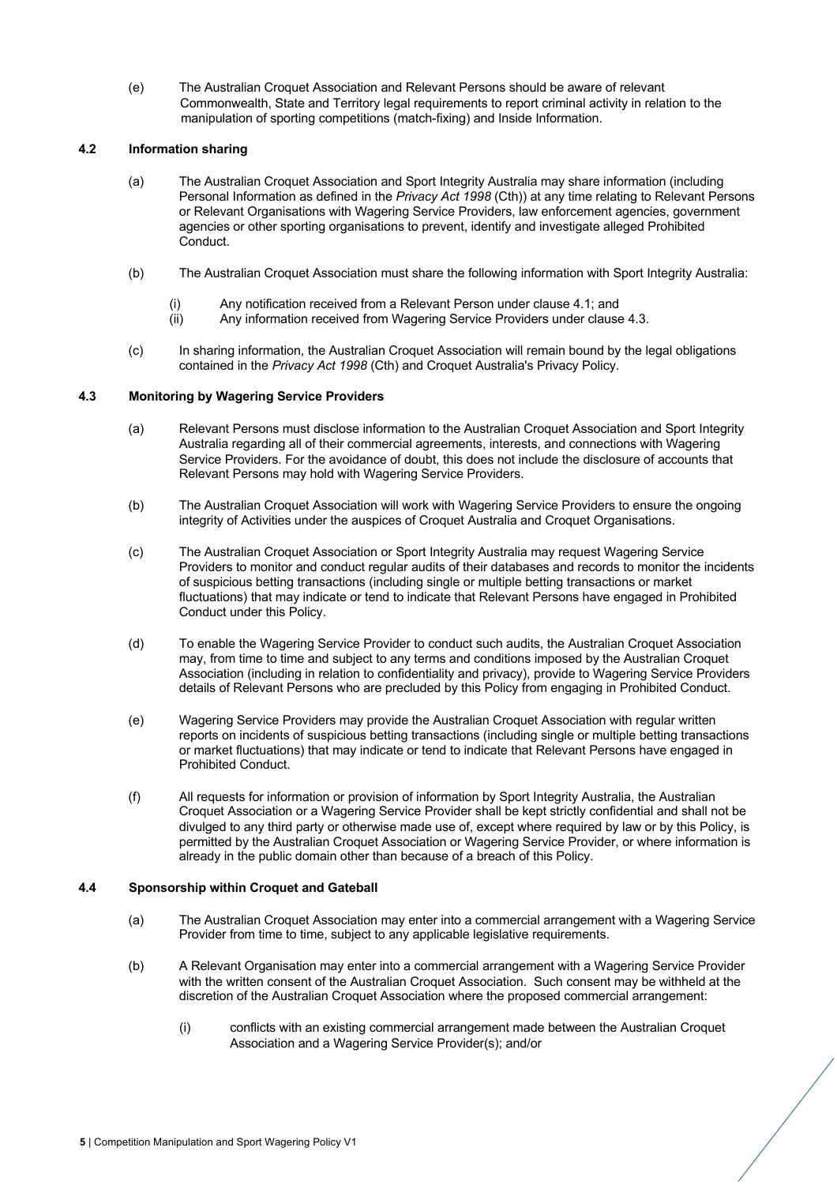(e) The Australian Croquet Association and Relevant Persons should be aware of relevant Commonwealth, State and Territory legal requirements to report criminal activity in relation to the manipulation of sporting competitions (match-fixing) and Inside Information.

### 4.2 Information sharing

(a) The Australian Croquet Association and Sport Integrity Australia may share information (including Personal Information as defined in the *Privacy Act 1998* (Cth)) at any time relating to Relevant Persons or Relevant Organisations with Wagering Service Providers, law enforcement agencies, government agencies or other sporting organisations to prevent, identify and investigate alleged Prohibited Conduct.

(b) The Australian Croquet Association must share the following information with Sport Integrity Australia:

(i) Any notification received from a Relevant Person under clause 4.1; and
(ii) Any information received from Wagering Service Providers under clause 4.3.

(c) In sharing information, the Australian Croquet Association will remain bound by the legal obligations contained in the *Privacy Act 1998* (Cth) and Croquet Australia's Privacy Policy.

### 4.3 Monitoring by Wagering Service Providers

(a) Relevant Persons must disclose information to the Australian Croquet Association and Sport Integrity Australia regarding all of their commercial agreements, interests, and connections with Wagering Service Providers. For the avoidance of doubt, this does not include the disclosure of accounts that Relevant Persons may hold with Wagering Service Providers.

(b) The Australian Croquet Association will work with Wagering Service Providers to ensure the ongoing integrity of Activities under the auspices of Croquet Australia and Croquet Organisations.

(c) The Australian Croquet Association or Sport Integrity Australia may request Wagering Service Providers to monitor and conduct regular audits of their databases and records to monitor the incidents of suspicious betting transactions (including single or multiple betting transactions or market fluctuations) that may indicate or tend to indicate that Relevant Persons have engaged in Prohibited Conduct under this Policy.

(d) To enable the Wagering Service Provider to conduct such audits, the Australian Croquet Association may, from time to time and subject to any terms and conditions imposed by the Australian Croquet Association (including in relation to confidentiality and privacy), provide to Wagering Service Providers details of Relevant Persons who are precluded by this Policy from engaging in Prohibited Conduct.

(e) Wagering Service Providers may provide the Australian Croquet Association with regular written reports on incidents of suspicious betting transactions (including single or multiple betting transactions or market fluctuations) that may indicate or tend to indicate that Relevant Persons have engaged in Prohibited Conduct.

(f) All requests for information or provision of information by Sport Integrity Australia, the Australian Croquet Association or a Wagering Service Provider shall be kept strictly confidential and shall not be divulged to any third party or otherwise made use of, except where required by law or by this Policy, is permitted by the Australian Croquet Association or Wagering Service Provider, or where information is already in the public domain other than because of a breach of this Policy.

### 4.4 Sponsorship within Croquet and Gateball

(a) The Australian Croquet Association may enter into a commercial arrangement with a Wagering Service Provider from time to time, subject to any applicable legislative requirements.

(b) A Relevant Organisation may enter into a commercial arrangement with a Wagering Service Provider with the written consent of the Australian Croquet Association. Such consent may be withheld at the discretion of the Australian Croquet Association where the proposed commercial arrangement:

(i) conflicts with an existing commercial arrangement made between the Australian Croquet Association and a Wagering Service Provider(s); and/or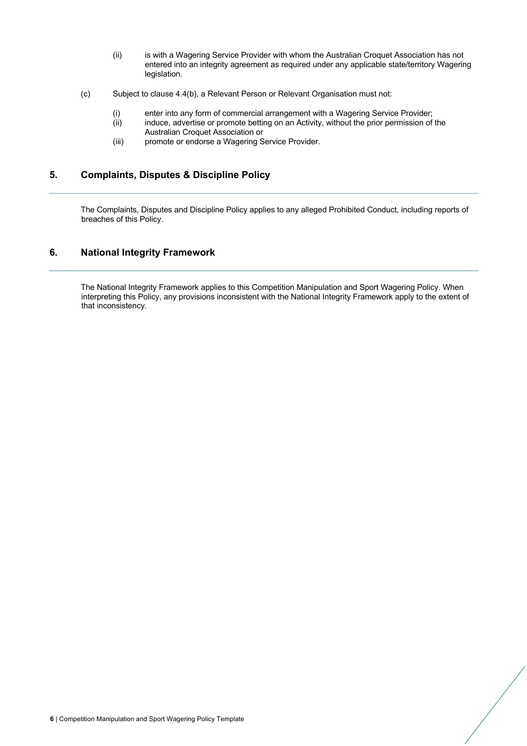(ii) is with a Wagering Service Provider with whom the Australian Croquet Association has not entered into an integrity agreement as required under any applicable state/territory Wagering legislation.

(c) Subject to clause 4.4(b), a Relevant Person or Relevant Organisation must not:

(i) enter into any form of commercial arrangement with a Wagering Service Provider;
(ii) induce, advertise or promote betting on an Activity, without the prior permission of the Australian Croquet Association or
(iii) promote or endorse a Wagering Service Provider.

## 5. Complaints, Disputes & Discipline Policy

The Complaints, Disputes and Discipline Policy applies to any alleged Prohibited Conduct, including reports of breaches of this Policy.

## 6. National Integrity Framework

The National Integrity Framework applies to this Competition Manipulation and Sport Wagering Policy. When interpreting this Policy, any provisions inconsistent with the National Integrity Framework apply to the extent of that inconsistency.